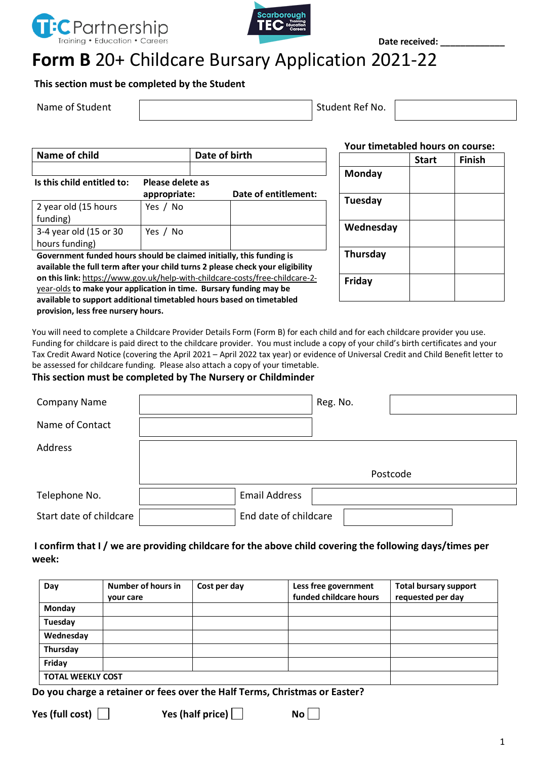Date received: _____________

# Form B 20+ Childcare Bursary Application 2021-22

**This section must be completed by the Student**

| Name of Student | | Student Ref No. | |
|---|---|---|---|

| Name of child | Date of birth |
|---|---|
| | |

| Is this child entitled to: | Please delete as appropriate: | Date of entitlement: |
|---|---|---|
| 2 year old (15 hours funding) | Yes / No | |
| 3-4 year old (15 or 30 hours funding) | Yes / No | |

**Government funded hours should be claimed initially, this funding is available the full term after your child turns 2 please check your eligibility on this link:** https://www.gov.uk/help-with-childcare-costs/free-childcare-2-year-olds **to make your application in time. Bursary funding may be available to support additional timetabled hours based on timetabled provision, less free nursery hours.**

**Your timetabled hours on course:**

| | Start | Finish |
|---|---|---|
| Monday | | |
| Tuesday | | |
| Wednesday | | |
| Thursday | | |
| Friday | | |

You will need to complete a Childcare Provider Details Form (Form B) for each child and for each childcare provider you use. Funding for childcare is paid direct to the childcare provider. You must include a copy of your child's birth certificates and your Tax Credit Award Notice (covering the April 2021 – April 2022 tax year) or evidence of Universal Credit and Child Benefit letter to be assessed for childcare funding. Please also attach a copy of your timetable.

**This section must be completed by The Nursery or Childminder**

| | | | |
|---|---|---|---|
| Company Name | | Reg. No. | |
| Name of Contact | | | |
| Address | | Postcode | |
| Telephone No. | | Email Address | |
| Start date of childcare | | End date of childcare | |

**I confirm that I / we are providing childcare for the above child covering the following days/times per week:**

| Day | Number of hours in your care | Cost per day | Less free government funded childcare hours | Total bursary support requested per day |
|---|---|---|---|---|
| Monday | | | | |
| Tuesday | | | | |
| Wednesday | | | | |
| Thursday | | | | |
| Friday | | | | |
| TOTAL WEEKLY COST | | | | |

**Do you charge a retainer or fees over the Half Terms, Christmas or Easter?**

**Yes (full cost)** ☐ **Yes (half price)** ☐ **No** ☐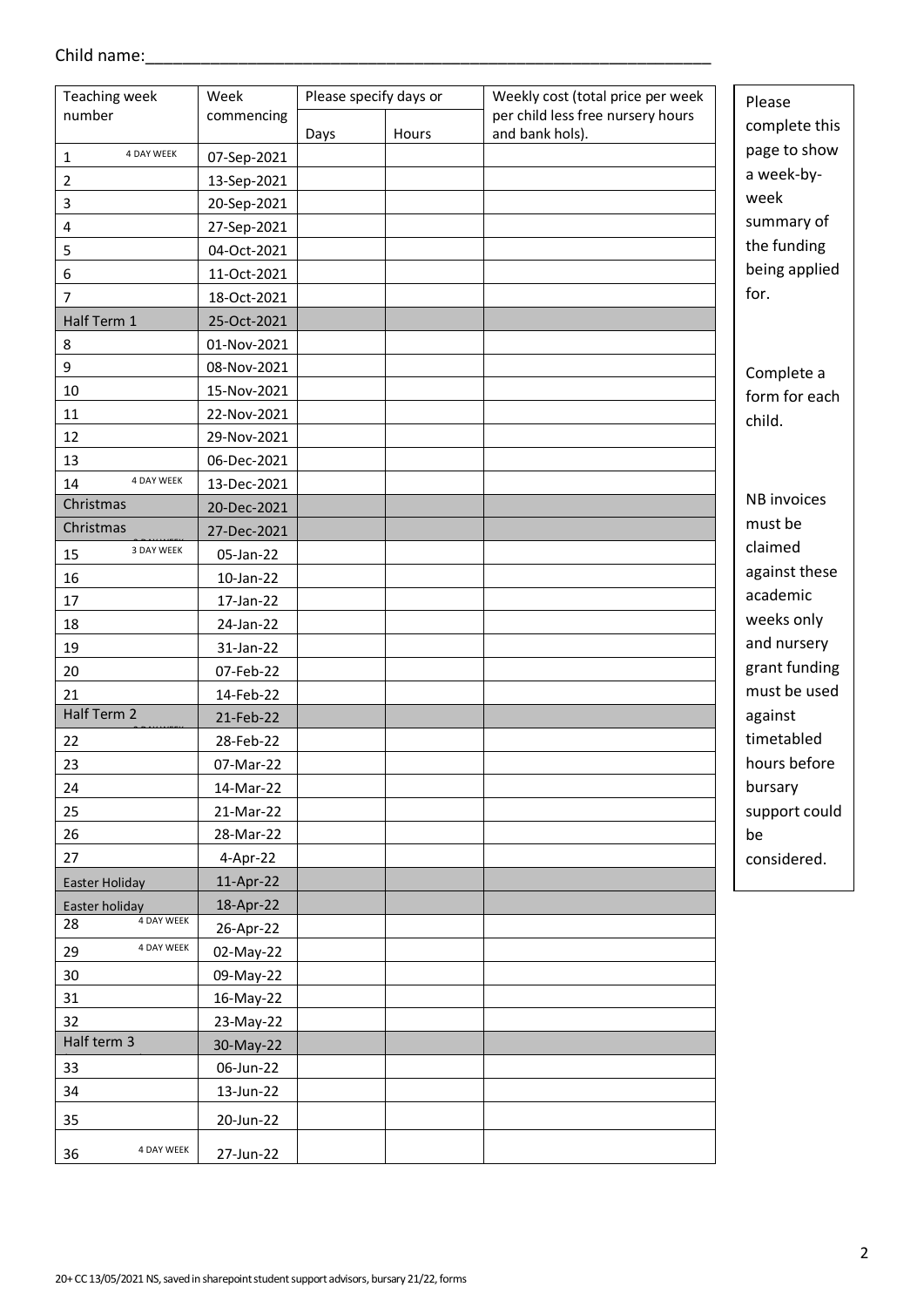Child name:_______________________________________________________________

| Teaching week number | Week commencing | Please specify days or | | Weekly cost (total price per week per child less free nursery hours and bank hols). |
|---|---|---|---|---|
| | | Days | Hours | |
| 1 4 DAY WEEK | 07-Sep-2021 | | | |
| 2 | 13-Sep-2021 | | | |
| 3 | 20-Sep-2021 | | | |
| 4 | 27-Sep-2021 | | | |
| 5 | 04-Oct-2021 | | | |
| 6 | 11-Oct-2021 | | | |
| 7 | 18-Oct-2021 | | | |
| Half Term 1 | 25-Oct-2021 | | | |
| 8 | 01-Nov-2021 | | | |
| 9 | 08-Nov-2021 | | | |
| 10 | 15-Nov-2021 | | | |
| 11 | 22-Nov-2021 | | | |
| 12 | 29-Nov-2021 | | | |
| 13 | 06-Dec-2021 | | | |
| 14 4 DAY WEEK | 13-Dec-2021 | | | |
| Christmas | 20-Dec-2021 | | | |
| Christmas | 27-Dec-2021 | | | |
| 15 3 DAY WEEK | 05-Jan-22 | | | |
| 16 | 10-Jan-22 | | | |
| 17 | 17-Jan-22 | | | |
| 18 | 24-Jan-22 | | | |
| 19 | 31-Jan-22 | | | |
| 20 | 07-Feb-22 | | | |
| 21 | 14-Feb-22 | | | |
| Half Term 2 | 21-Feb-22 | | | |
| 22 | 28-Feb-22 | | | |
| 23 | 07-Mar-22 | | | |
| 24 | 14-Mar-22 | | | |
| 25 | 21-Mar-22 | | | |
| 26 | 28-Mar-22 | | | |
| 27 | 4-Apr-22 | | | |
| Easter Holiday | 11-Apr-22 | | | |
| Easter holiday | 18-Apr-22 | | | |
| 28 4 DAY WEEK | 26-Apr-22 | | | |
| 29 4 DAY WEEK | 02-May-22 | | | |
| 30 | 09-May-22 | | | |
| 31 | 16-May-22 | | | |
| 32 | 23-May-22 | | | |
| Half term 3 | 30-May-22 | | | |
| 33 | 06-Jun-22 | | | |
| 34 | 13-Jun-22 | | | |
| 35 | 20-Jun-22 | | | |
| 36 4 DAY WEEK | 27-Jun-22 | | | |

Please complete this page to show a week-by-week summary of the funding being applied for.

Complete a form for each child.

NB invoices must be claimed against these academic weeks only and nursery grant funding must be used against timetabled hours before bursary support could be considered.

20+ CC 13/05/2021 NS, saved in sharepoint student support advisors, bursary 21/22, forms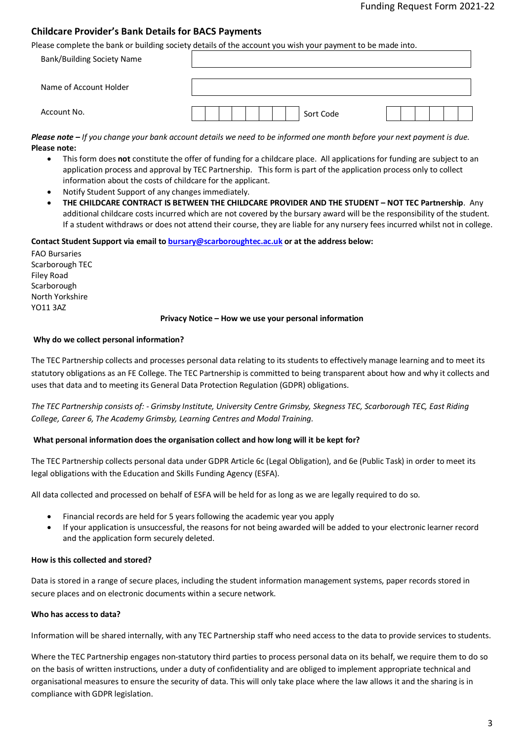## Childcare Provider's Bank Details for BACS Payments

Please complete the bank or building society details of the account you wish your payment to be made into.

| | |
|---|---|
| Bank/Building Society Name | |
| Name of Account Holder | |
| Account No. | Sort Code |

***Please note*** *– If you change your bank account details we need to be informed one month before your next payment is due.*

**Please note:**

- This form does **not** constitute the offer of funding for a childcare place. All applications for funding are subject to an application process and approval by TEC Partnership. This form is part of the application process only to collect information about the costs of childcare for the applicant.
- Notify Student Support of any changes immediately.
- **THE CHILDCARE CONTRACT IS BETWEEN THE CHILDCARE PROVIDER AND THE STUDENT – NOT TEC Partnership**. Any additional childcare costs incurred which are not covered by the bursary award will be the responsibility of the student. If a student withdraws or does not attend their course, they are liable for any nursery fees incurred whilst not in college.

**Contact Student Support via email to bursary@scarboroughtec.ac.uk or at the address below:**

FAO Bursaries
Scarborough TEC
Filey Road
Scarborough
North Yorkshire
YO11 3AZ

### Privacy Notice – How we use your personal information

**Why do we collect personal information?**

The TEC Partnership collects and processes personal data relating to its students to effectively manage learning and to meet its statutory obligations as an FE College. The TEC Partnership is committed to being transparent about how and why it collects and uses that data and to meeting its General Data Protection Regulation (GDPR) obligations.

*The TEC Partnership consists of: - Grimsby Institute, University Centre Grimsby, Skegness TEC, Scarborough TEC, East Riding College, Career 6, The Academy Grimsby, Learning Centres and Modal Training.*

**What personal information does the organisation collect and how long will it be kept for?**

The TEC Partnership collects personal data under GDPR Article 6c (Legal Obligation), and 6e (Public Task) in order to meet its legal obligations with the Education and Skills Funding Agency (ESFA).

All data collected and processed on behalf of ESFA will be held for as long as we are legally required to do so.

- Financial records are held for 5 years following the academic year you apply
- If your application is unsuccessful, the reasons for not being awarded will be added to your electronic learner record and the application form securely deleted.

**How is this collected and stored?**

Data is stored in a range of secure places, including the student information management systems, paper records stored in secure places and on electronic documents within a secure network.

**Who has access to data?**

Information will be shared internally, with any TEC Partnership staff who need access to the data to provide services to students.

Where the TEC Partnership engages non-statutory third parties to process personal data on its behalf, we require them to do so on the basis of written instructions, under a duty of confidentiality and are obliged to implement appropriate technical and organisational measures to ensure the security of data. This will only take place where the law allows it and the sharing is in compliance with GDPR legislation.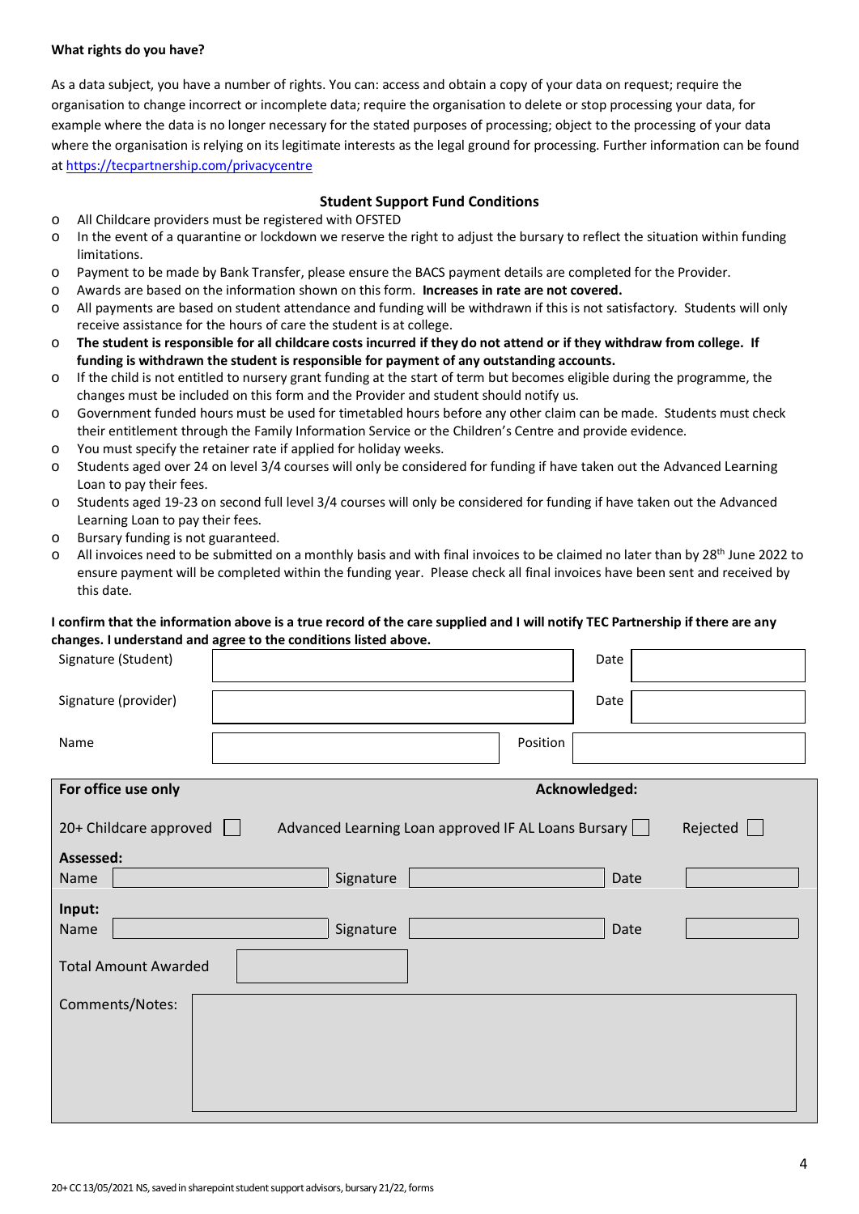**What rights do you have?**

As a data subject, you have a number of rights. You can: access and obtain a copy of your data on request; require the organisation to change incorrect or incomplete data; require the organisation to delete or stop processing your data, for example where the data is no longer necessary for the stated purposes of processing; object to the processing of your data where the organisation is relying on its legitimate interests as the legal ground for processing. Further information can be found at https://tecpartnership.com/privacycentre

## Student Support Fund Conditions

- All Childcare providers must be registered with OFSTED
- In the event of a quarantine or lockdown we reserve the right to adjust the bursary to reflect the situation within funding limitations.
- Payment to be made by Bank Transfer, please ensure the BACS payment details are completed for the Provider.
- Awards are based on the information shown on this form. **Increases in rate are not covered.**
- All payments are based on student attendance and funding will be withdrawn if this is not satisfactory. Students will only receive assistance for the hours of care the student is at college.
- **The student is responsible for all childcare costs incurred if they do not attend or if they withdraw from college. If funding is withdrawn the student is responsible for payment of any outstanding accounts.**
- If the child is not entitled to nursery grant funding at the start of term but becomes eligible during the programme, the changes must be included on this form and the Provider and student should notify us.
- Government funded hours must be used for timetabled hours before any other claim can be made. Students must check their entitlement through the Family Information Service or the Children's Centre and provide evidence.
- You must specify the retainer rate if applied for holiday weeks.
- Students aged over 24 on level 3/4 courses will only be considered for funding if have taken out the Advanced Learning Loan to pay their fees.
- Students aged 19-23 on second full level 3/4 courses will only be considered for funding if have taken out the Advanced Learning Loan to pay their fees.
- Bursary funding is not guaranteed.
- All invoices need to be submitted on a monthly basis and with final invoices to be claimed no later than by 28th June 2022 to ensure payment will be completed within the funding year. Please check all final invoices have been sent and received by this date.

**I confirm that the information above is a true record of the care supplied and I will notify TEC Partnership if there are any changes. I understand and agree to the conditions listed above.**

| | | | |
|---|---|---|---|
| Signature (Student) | | Date | |
| Signature (provider) | | Date | |
| Name | | Position | |

**For office use only** **Acknowledged:**

20+ Childcare approved ☐ Advanced Learning Loan approved IF AL Loans Bursary ☐ Rejected ☐

**Assessed:**

| | | | | | |
|---|---|---|---|---|---|
| Name | | Signature | | Date | |

**Input:**

| | | | | | |
|---|---|---|---|---|---|
| Name | | Signature | | Date | |

Total Amount Awarded

Comments/Notes:

20+ CC 13/05/2021 NS, saved in sharepoint student support advisors, bursary 21/22, forms